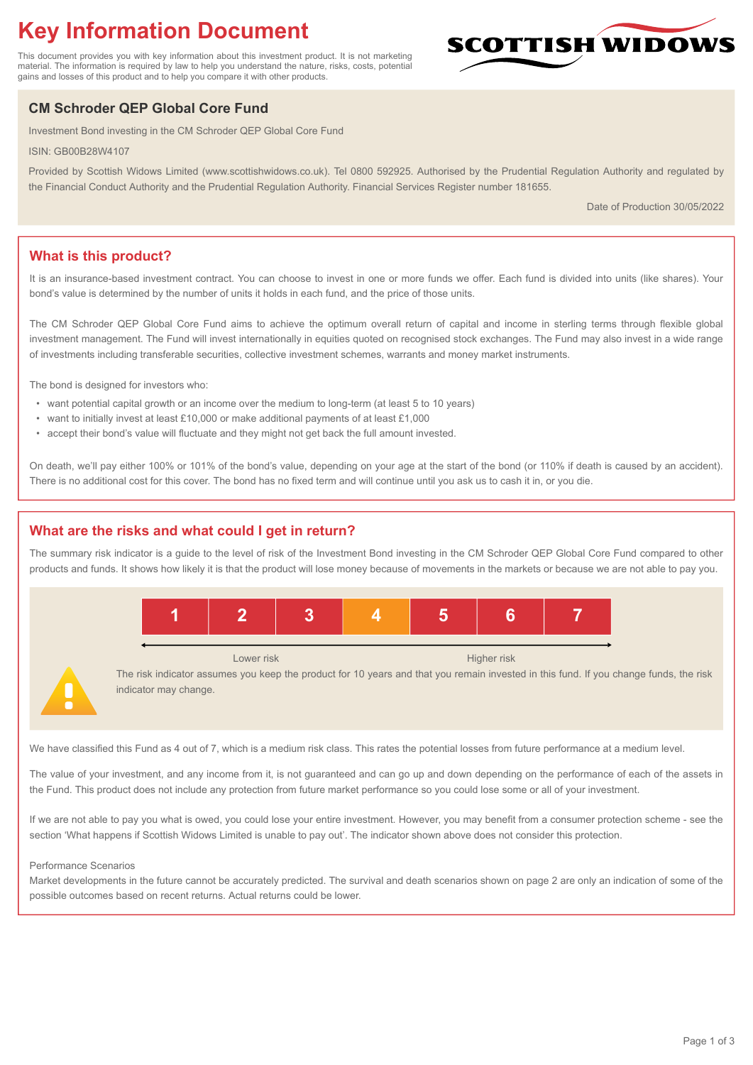# Key Information Document

This document provides you with key information about this investment product. It is not marketing material. The information is required by law to help you understand the nature, risks, costs, potential gains and losses of this product and to help you compare it with other products.

SCOTTISH WIDOWS

## CM Schroder QEP Global Core Fund

Investment Bond investing in the CM Schroder QEP Global Core Fund

ISIN: GB00B28W4107

Provided by Scottish Widows Limited (www.scottishwidows.co.uk). Tel 0800 592925. Authorised by the Prudential Regulation Authority and regulated by the Financial Conduct Authority and the Prudential Regulation Authority. Financial Services Register number 181655.

Date of Production 30/05/2022

## What is this product?

It is an insurance-based investment contract. You can choose to invest in one or more funds we offer. Each fund is divided into units (like shares). Your bond's value is determined by the number of units it holds in each fund, and the price of those units.

The CM Schroder QEP Global Core Fund aims to achieve the optimum overall return of capital and income in sterling terms through flexible global investment management. The Fund will invest internationally in equities quoted on recognised stock exchanges. The Fund may also invest in a wide range of investments including transferable securities, collective investment schemes, warrants and money market instruments.

The bond is designed for investors who:

- want potential capital growth or an income over the medium to long-term (at least 5 to 10 years)
- want to initially invest at least £10,000 or make additional payments of at least £1,000
- accept their bond's value will fluctuate and they might not get back the full amount invested.

On death, we'll pay either 100% or 101% of the bond's value, depending on your age at the start of the bond (or 110% if death is caused by an accident). There is no additional cost for this cover. The bond has no fixed term and will continue until you ask us to cash it in, or you die.

## What are the risks and what could I get in return?

The summary risk indicator is a guide to the level of risk of the Investment Bond investing in the CM Schroder QEP Global Core Fund compared to other products and funds. It shows how likely it is that the product will lose money because of movements in the markets or because we are not able to pay you.

| 1 | 2 | 3 | **4** | 5 | 6 | 7 |
|---|---|---|---|---|---|---|

Lower risk ← → Higher risk

The risk indicator assumes you keep the product for 10 years and that you remain invested in this fund. If you change funds, the risk indicator may change.

We have classified this Fund as 4 out of 7, which is a medium risk class. This rates the potential losses from future performance at a medium level.

The value of your investment, and any income from it, is not guaranteed and can go up and down depending on the performance of each of the assets in the Fund. This product does not include any protection from future market performance so you could lose some or all of your investment.

If we are not able to pay you what is owed, you could lose your entire investment. However, you may benefit from a consumer protection scheme - see the section 'What happens if Scottish Widows Limited is unable to pay out'. The indicator shown above does not consider this protection.

Performance Scenarios

Market developments in the future cannot be accurately predicted. The survival and death scenarios shown on page 2 are only an indication of some of the possible outcomes based on recent returns. Actual returns could be lower.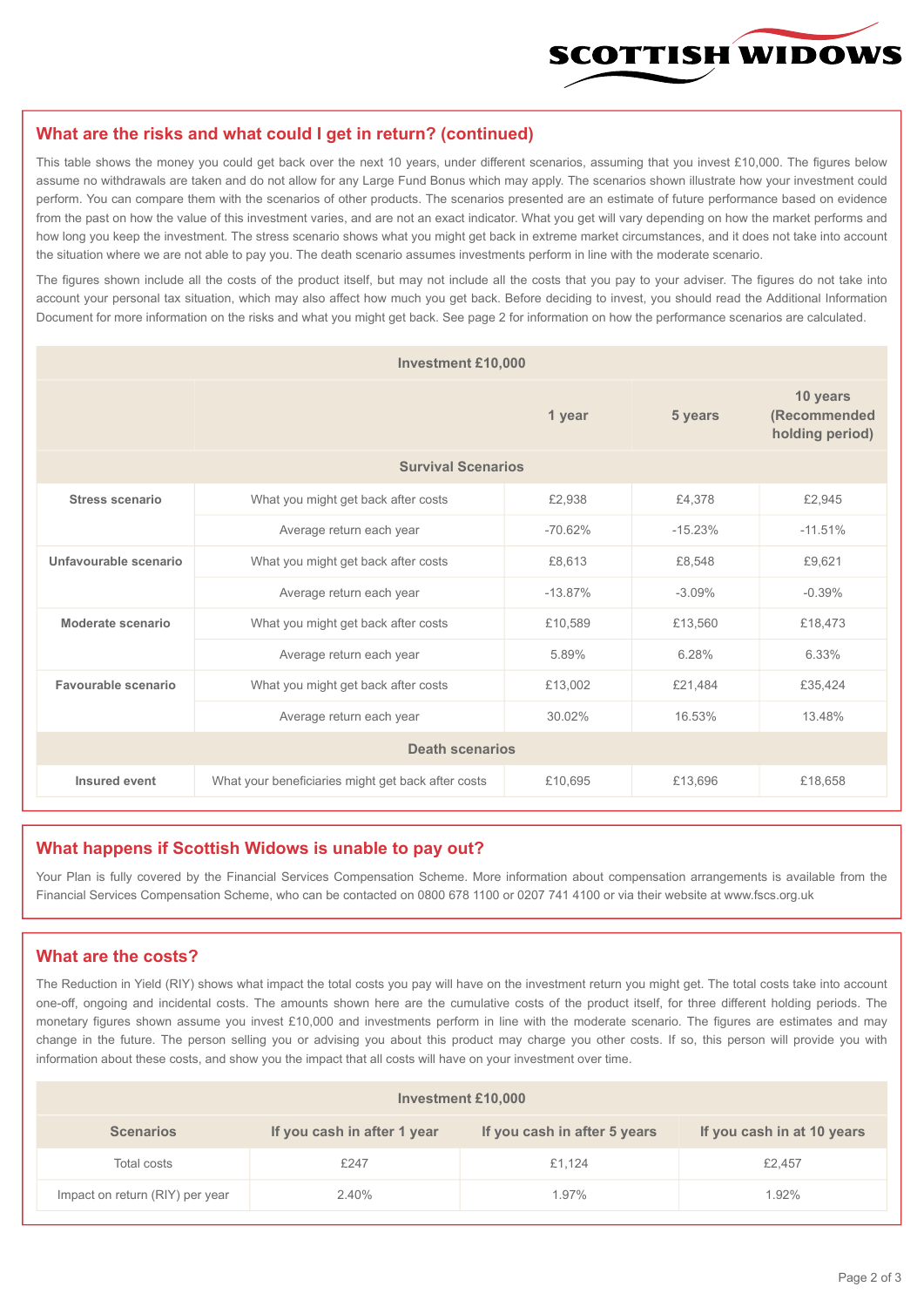## What are the risks and what could I get in return? (continued)

This table shows the money you could get back over the next 10 years, under different scenarios, assuming that you invest £10,000. The figures below assume no withdrawals are taken and do not allow for any Large Fund Bonus which may apply. The scenarios shown illustrate how your investment could perform. You can compare them with the scenarios of other products. The scenarios presented are an estimate of future performance based on evidence from the past on how the value of this investment varies, and are not an exact indicator. What you get will vary depending on how the market performs and how long you keep the investment. The stress scenario shows what you might get back in extreme market circumstances, and it does not take into account the situation where we are not able to pay you. The death scenario assumes investments perform in line with the moderate scenario.

The figures shown include all the costs of the product itself, but may not include all the costs that you pay to your adviser. The figures do not take into account your personal tax situation, which may also affect how much you get back. Before deciding to invest, you should read the Additional Information Document for more information on the risks and what you might get back. See page 2 for information on how the performance scenarios are calculated.

| Investment £10,000 | | | | |
|---|---|---|---|---|
| | | 1 year | 5 years | 10 years (Recommended holding period) |
| **Survival Scenarios** | | | | |
| **Stress scenario** | What you might get back after costs | £2,938 | £4,378 | £2,945 |
| | Average return each year | -70.62% | -15.23% | -11.51% |
| **Unfavourable scenario** | What you might get back after costs | £8,613 | £8,548 | £9,621 |
| | Average return each year | -13.87% | -3.09% | -0.39% |
| **Moderate scenario** | What you might get back after costs | £10,589 | £13,560 | £18,473 |
| | Average return each year | 5.89% | 6.28% | 6.33% |
| **Favourable scenario** | What you might get back after costs | £13,002 | £21,484 | £35,424 |
| | Average return each year | 30.02% | 16.53% | 13.48% |
| **Death scenarios** | | | | |
| **Insured event** | What your beneficiaries might get back after costs | £10,695 | £13,696 | £18,658 |

## What happens if Scottish Widows is unable to pay out?

Your Plan is fully covered by the Financial Services Compensation Scheme. More information about compensation arrangements is available from the Financial Services Compensation Scheme, who can be contacted on 0800 678 1100 or 0207 741 4100 or via their website at www.fscs.org.uk

## What are the costs?

The Reduction in Yield (RIY) shows what impact the total costs you pay will have on the investment return you might get. The total costs take into account one-off, ongoing and incidental costs. The amounts shown here are the cumulative costs of the product itself, for three different holding periods. The monetary figures shown assume you invest £10,000 and investments perform in line with the moderate scenario. The figures are estimates and may change in the future. The person selling you or advising you about this product may charge you other costs. If so, this person will provide you with information about these costs, and show you the impact that all costs will have on your investment over time.

| Investment £10,000 | | | |
|---|---|---|---|
| **Scenarios** | **If you cash in after 1 year** | **If you cash in after 5 years** | **If you cash in at 10 years** |
| Total costs | £247 | £1,124 | £2,457 |
| Impact on return (RIY) per year | 2.40% | 1.97% | 1.92% |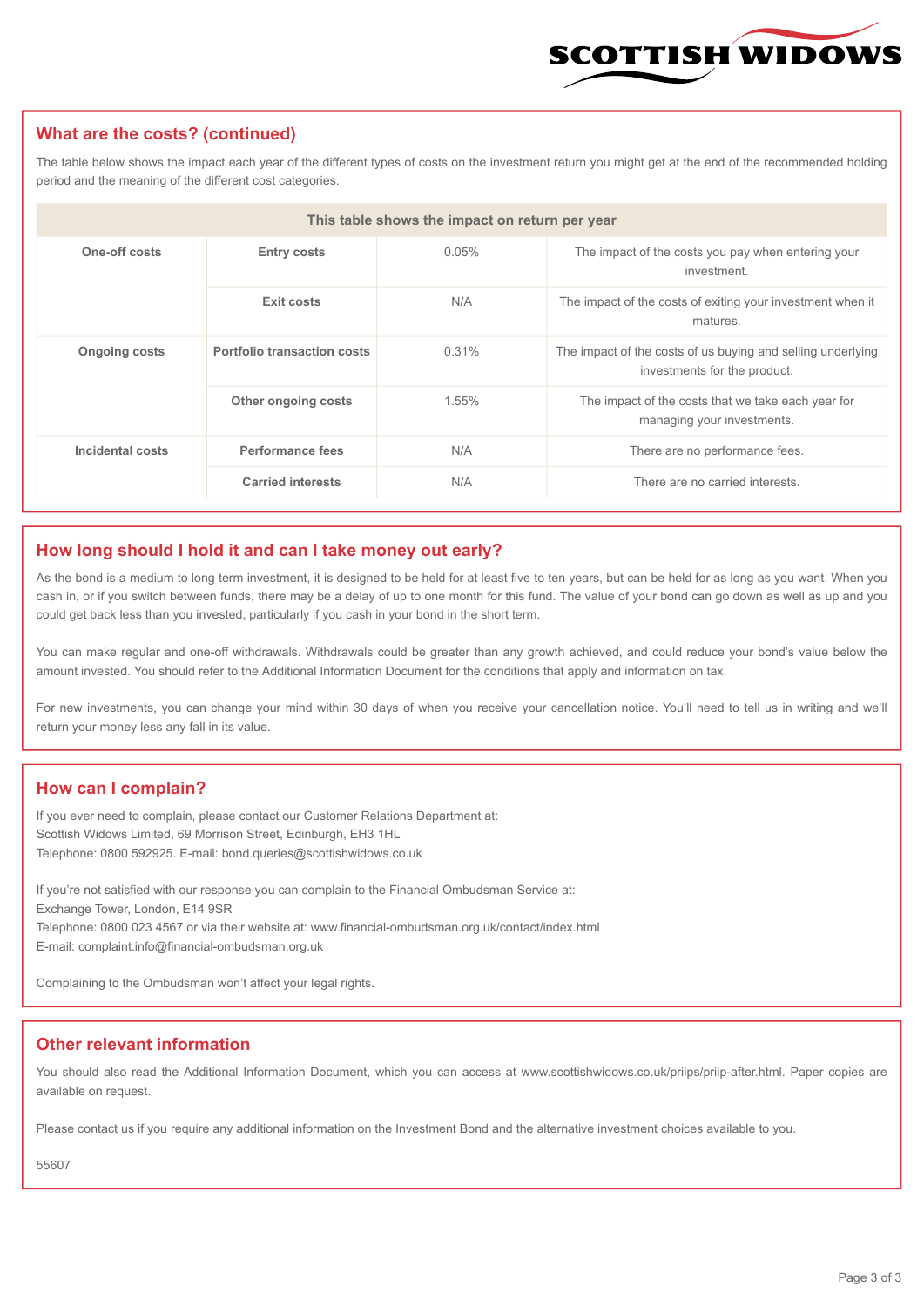## What are the costs? (continued)

The table below shows the impact each year of the different types of costs on the investment return you might get at the end of the recommended holding period and the meaning of the different cost categories.

| This table shows the impact on return per year | | | |
|---|---|---|---|
| **One-off costs** | **Entry costs** | 0.05% | The impact of the costs you pay when entering your investment. |
| | **Exit costs** | N/A | The impact of the costs of exiting your investment when it matures. |
| **Ongoing costs** | **Portfolio transaction costs** | 0.31% | The impact of the costs of us buying and selling underlying investments for the product. |
| | **Other ongoing costs** | 1.55% | The impact of the costs that we take each year for managing your investments. |
| **Incidental costs** | **Performance fees** | N/A | There are no performance fees. |
| | **Carried interests** | N/A | There are no carried interests. |

## How long should I hold it and can I take money out early?

As the bond is a medium to long term investment, it is designed to be held for at least five to ten years, but can be held for as long as you want. When you cash in, or if you switch between funds, there may be a delay of up to one month for this fund. The value of your bond can go down as well as up and you could get back less than you invested, particularly if you cash in your bond in the short term.

You can make regular and one-off withdrawals. Withdrawals could be greater than any growth achieved, and could reduce your bond's value below the amount invested. You should refer to the Additional Information Document for the conditions that apply and information on tax.

For new investments, you can change your mind within 30 days of when you receive your cancellation notice. You'll need to tell us in writing and we'll return your money less any fall in its value.

## How can I complain?

If you ever need to complain, please contact our Customer Relations Department at:
Scottish Widows Limited, 69 Morrison Street, Edinburgh, EH3 1HL
Telephone: 0800 592925. E-mail: bond.queries@scottishwidows.co.uk

If you're not satisfied with our response you can complain to the Financial Ombudsman Service at:
Exchange Tower, London, E14 9SR
Telephone: 0800 023 4567 or via their website at: www.financial-ombudsman.org.uk/contact/index.html
E-mail: complaint.info@financial-ombudsman.org.uk

Complaining to the Ombudsman won't affect your legal rights.

## Other relevant information

You should also read the Additional Information Document, which you can access at www.scottishwidows.co.uk/priips/priip-after.html. Paper copies are available on request.

Please contact us if you require any additional information on the Investment Bond and the alternative investment choices available to you.

55607